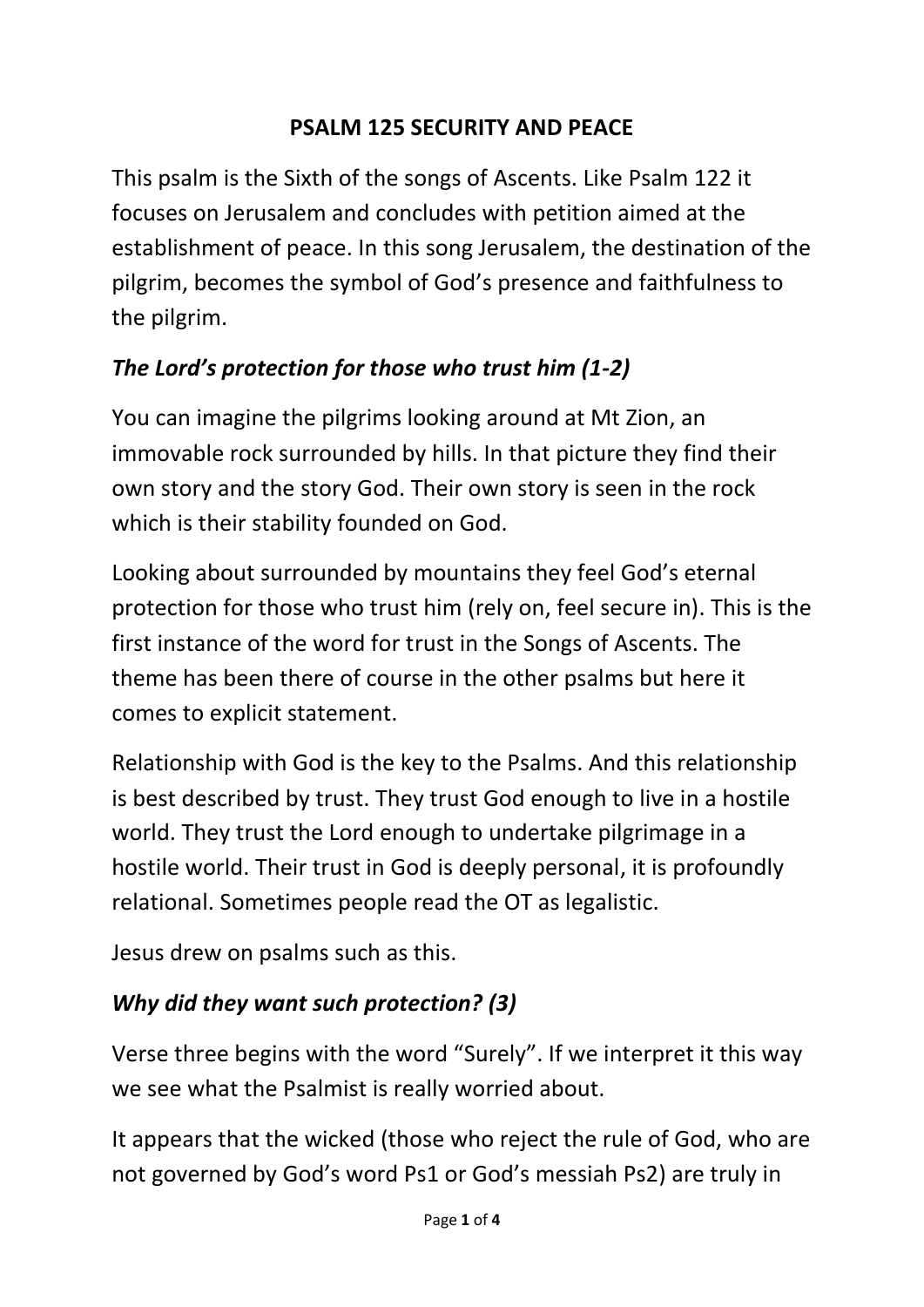# PSALM 125 SECURITY AND PEACE

This psalm is the Sixth of the songs of Ascents. Like Psalm 122 it focuses on Jerusalem and concludes with petition aimed at the establishment of peace. In this song Jerusalem, the destination of the pilgrim, becomes the symbol of God's presence and faithfulness to the pilgrim.

## *The Lord's protection for those who trust him (1-2)*

You can imagine the pilgrims looking around at Mt Zion, an immovable rock surrounded by hills. In that picture they find their own story and the story God. Their own story is seen in the rock which is their stability founded on God.

Looking about surrounded by mountains they feel God's eternal protection for those who trust him (rely on, feel secure in). This is the first instance of the word for trust in the Songs of Ascents. The theme has been there of course in the other psalms but here it comes to explicit statement.

Relationship with God is the key to the Psalms. And this relationship is best described by trust. They trust God enough to live in a hostile world. They trust the Lord enough to undertake pilgrimage in a hostile world. Their trust in God is deeply personal, it is profoundly relational. Sometimes people read the OT as legalistic.

Jesus drew on psalms such as this.

## *Why did they want such protection? (3)*

Verse three begins with the word "Surely". If we interpret it this way we see what the Psalmist is really worried about.

It appears that the wicked (those who reject the rule of God, who are not governed by God's word Ps1 or God's messiah Ps2) are truly in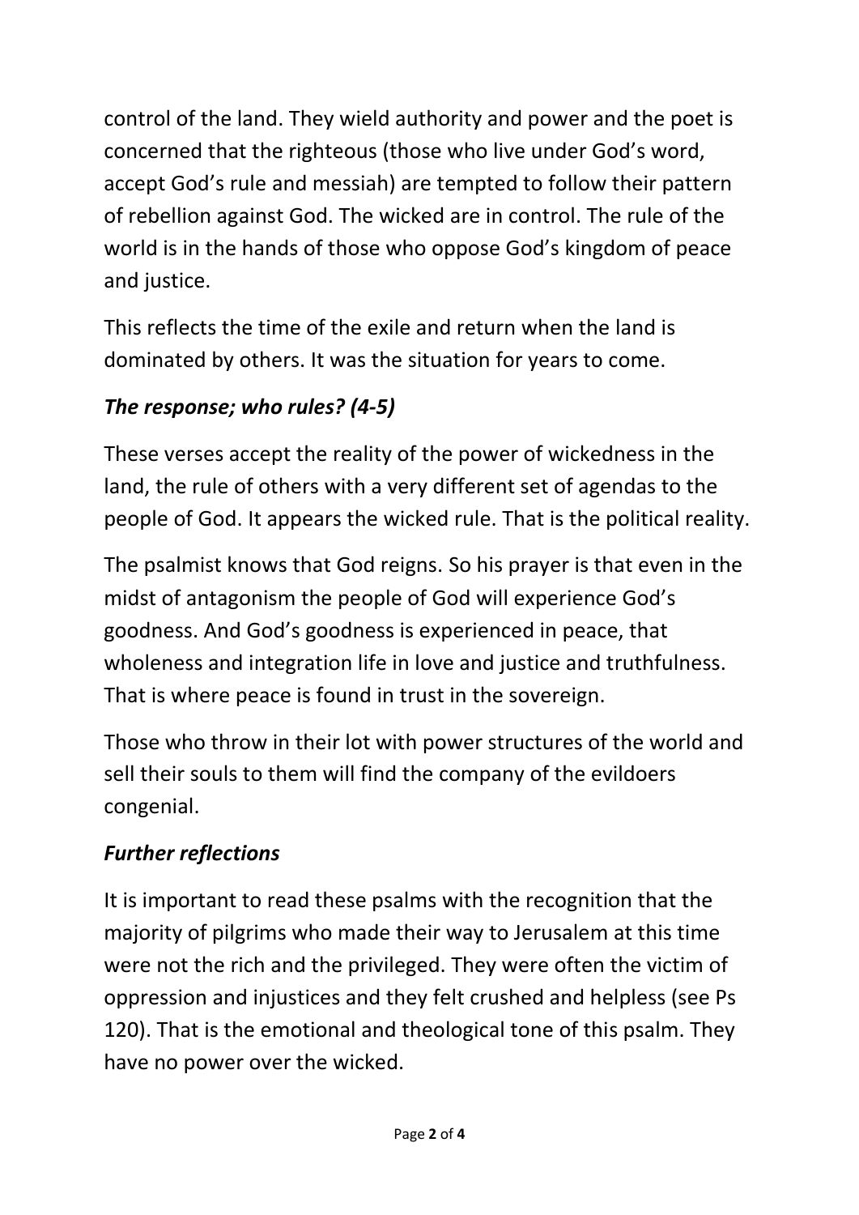control of the land. They wield authority and power and the poet is concerned that the righteous (those who live under God's word, accept God's rule and messiah) are tempted to follow their pattern of rebellion against God. The wicked are in control. The rule of the world is in the hands of those who oppose God's kingdom of peace and justice.

This reflects the time of the exile and return when the land is dominated by others. It was the situation for years to come.

### *The response; who rules? (4-5)*

These verses accept the reality of the power of wickedness in the land, the rule of others with a very different set of agendas to the people of God. It appears the wicked rule. That is the political reality.

The psalmist knows that God reigns. So his prayer is that even in the midst of antagonism the people of God will experience God's goodness. And God's goodness is experienced in peace, that wholeness and integration life in love and justice and truthfulness. That is where peace is found in trust in the sovereign.

Those who throw in their lot with power structures of the world and sell their souls to them will find the company of the evildoers congenial.

### *Further reflections*

It is important to read these psalms with the recognition that the majority of pilgrims who made their way to Jerusalem at this time were not the rich and the privileged. They were often the victim of oppression and injustices and they felt crushed and helpless (see Ps 120). That is the emotional and theological tone of this psalm. They have no power over the wicked.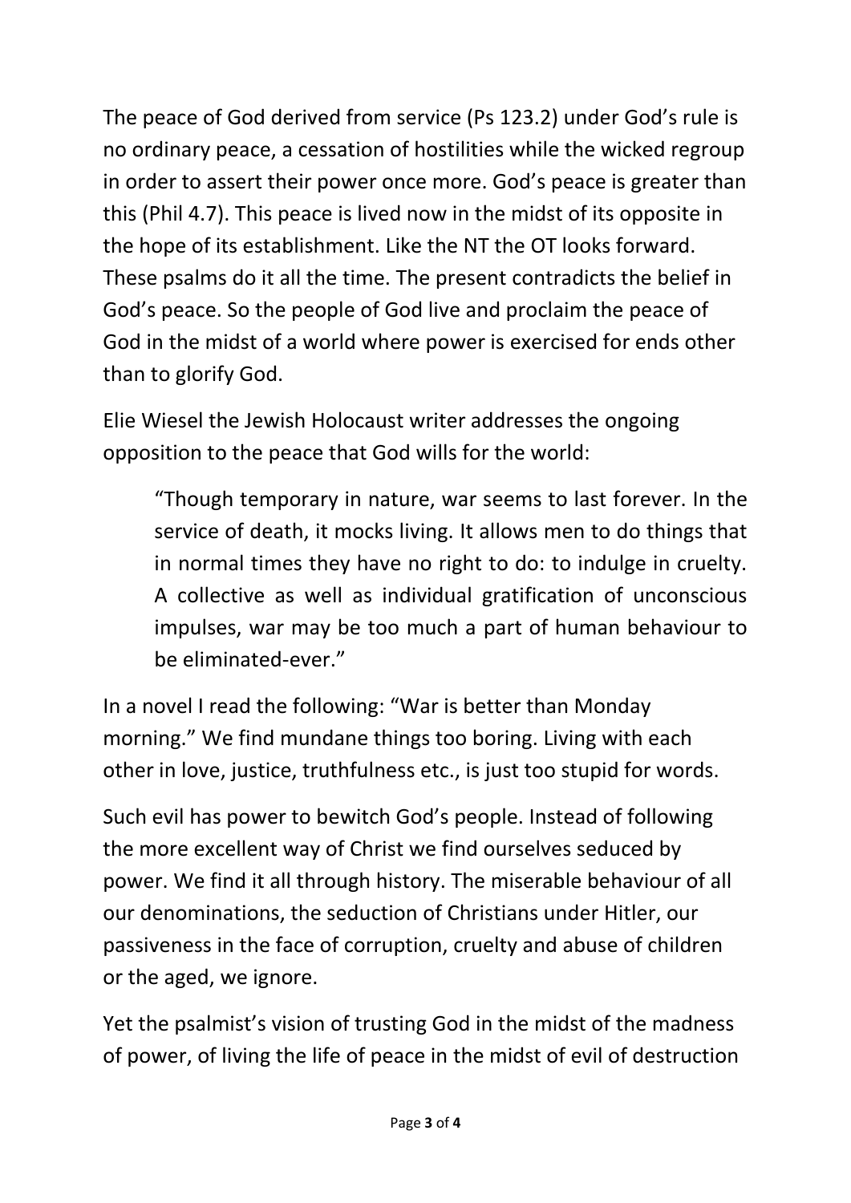The peace of God derived from service (Ps 123.2) under God's rule is no ordinary peace, a cessation of hostilities while the wicked regroup in order to assert their power once more. God's peace is greater than this (Phil 4.7). This peace is lived now in the midst of its opposite in the hope of its establishment. Like the NT the OT looks forward. These psalms do it all the time. The present contradicts the belief in God's peace. So the people of God live and proclaim the peace of God in the midst of a world where power is exercised for ends other than to glorify God.

Elie Wiesel the Jewish Holocaust writer addresses the ongoing opposition to the peace that God wills for the world:

> "Though temporary in nature, war seems to last forever. In the service of death, it mocks living. It allows men to do things that in normal times they have no right to do: to indulge in cruelty. A collective as well as individual gratification of unconscious impulses, war may be too much a part of human behaviour to be eliminated-ever."

In a novel I read the following: "War is better than Monday morning." We find mundane things too boring. Living with each other in love, justice, truthfulness etc., is just too stupid for words.

Such evil has power to bewitch God's people. Instead of following the more excellent way of Christ we find ourselves seduced by power. We find it all through history. The miserable behaviour of all our denominations, the seduction of Christians under Hitler, our passiveness in the face of corruption, cruelty and abuse of children or the aged, we ignore.

Yet the psalmist's vision of trusting God in the midst of the madness of power, of living the life of peace in the midst of evil of destruction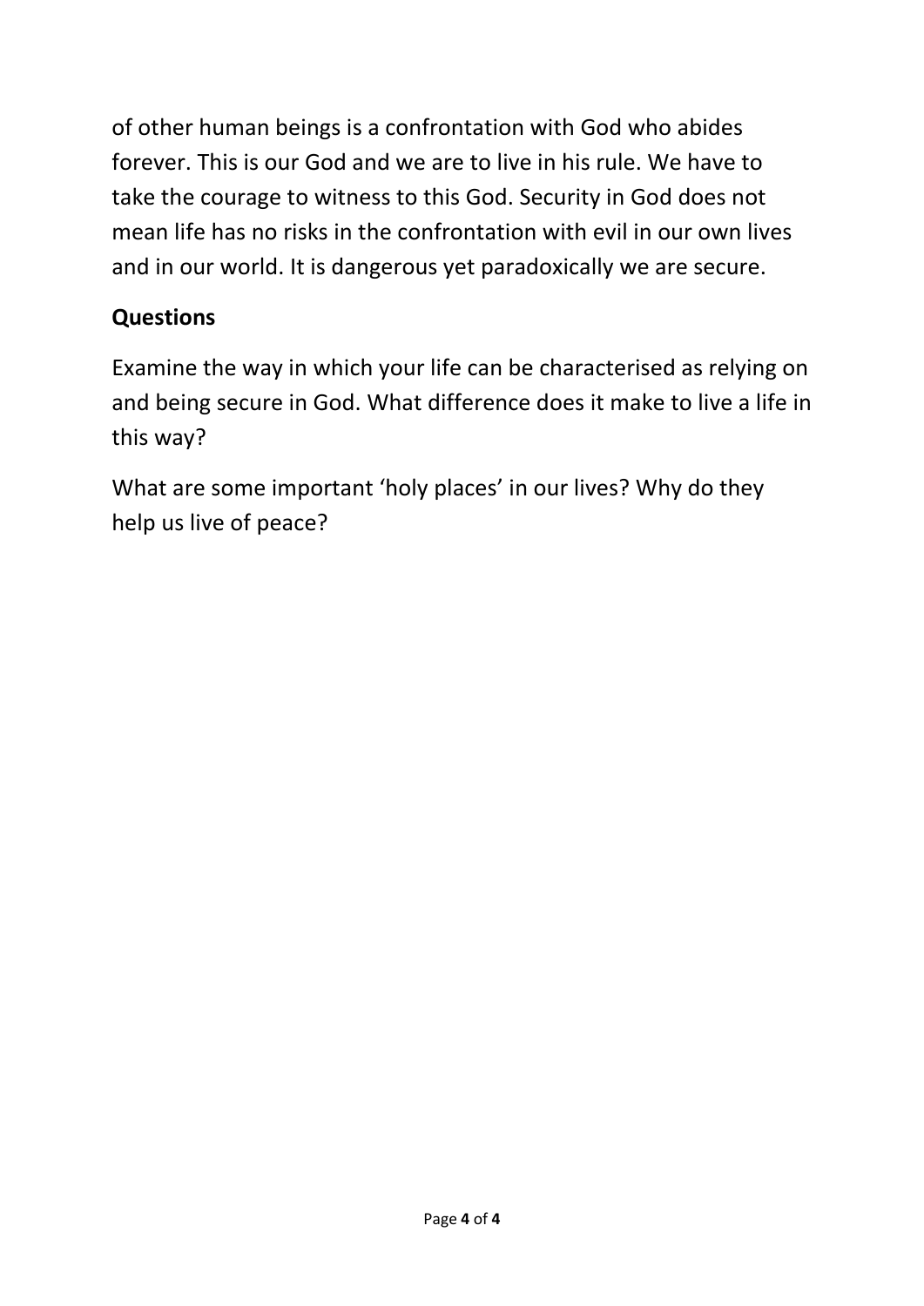of other human beings is a confrontation with God who abides forever. This is our God and we are to live in his rule. We have to take the courage to witness to this God. Security in God does not mean life has no risks in the confrontation with evil in our own lives and in our world. It is dangerous yet paradoxically we are secure.

## Questions

Examine the way in which your life can be characterised as relying on and being secure in God. What difference does it make to live a life in this way?

What are some important 'holy places' in our lives? Why do they help us live of peace?